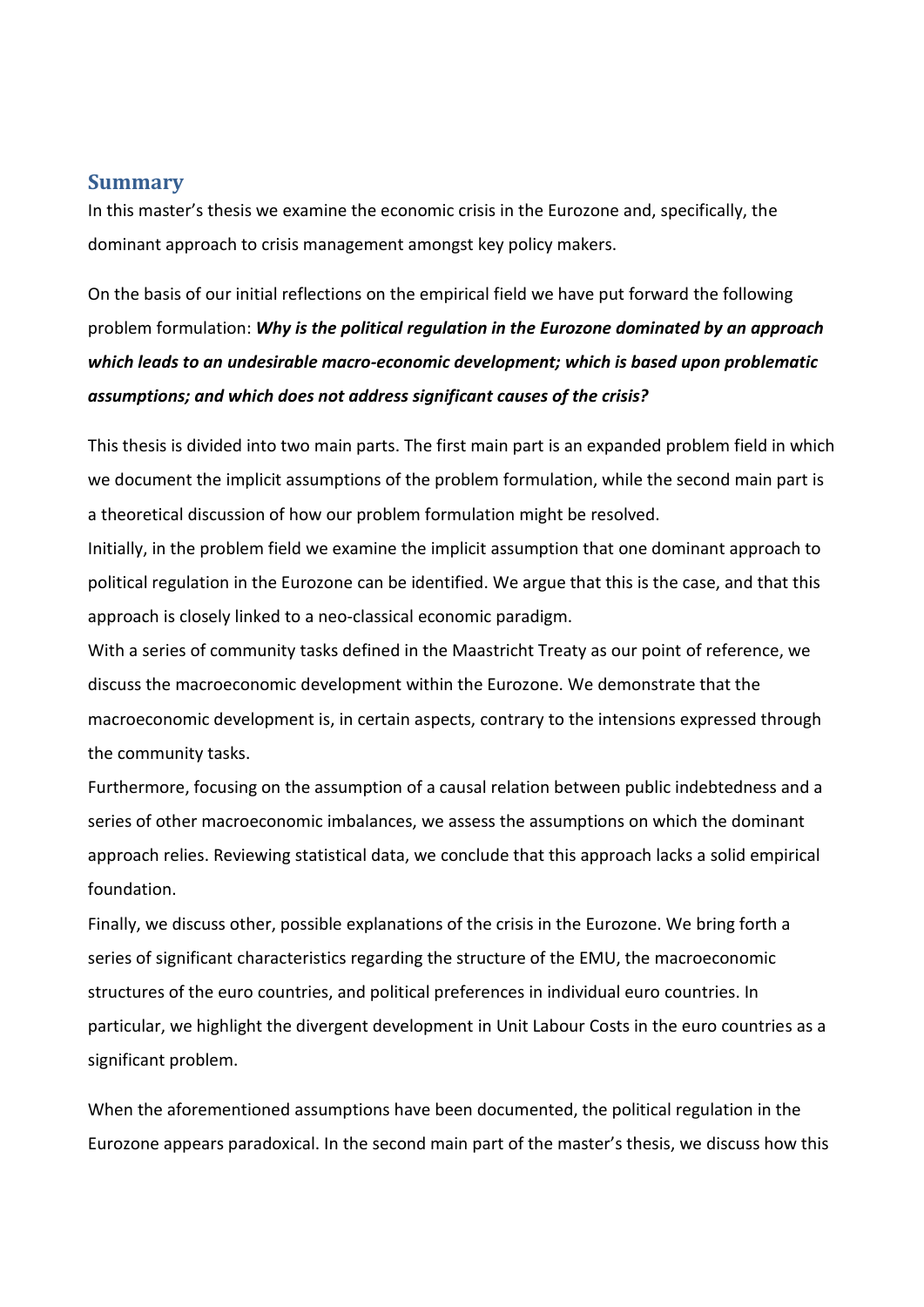## Summary

In this master's thesis we examine the economic crisis in the Eurozone and, specifically, the dominant approach to crisis management amongst key policy makers.

On the basis of our initial reflections on the empirical field we have put forward the following problem formulation: ***Why is the political regulation in the Eurozone dominated by an approach which leads to an undesirable macro-economic development; which is based upon problematic assumptions; and which does not address significant causes of the crisis?***

This thesis is divided into two main parts. The first main part is an expanded problem field in which we document the implicit assumptions of the problem formulation, while the second main part is a theoretical discussion of how our problem formulation might be resolved.

Initially, in the problem field we examine the implicit assumption that one dominant approach to political regulation in the Eurozone can be identified. We argue that this is the case, and that this approach is closely linked to a neo-classical economic paradigm.

With a series of community tasks defined in the Maastricht Treaty as our point of reference, we discuss the macroeconomic development within the Eurozone. We demonstrate that the macroeconomic development is, in certain aspects, contrary to the intensions expressed through the community tasks.

Furthermore, focusing on the assumption of a causal relation between public indebtedness and a series of other macroeconomic imbalances, we assess the assumptions on which the dominant approach relies. Reviewing statistical data, we conclude that this approach lacks a solid empirical foundation.

Finally, we discuss other, possible explanations of the crisis in the Eurozone. We bring forth a series of significant characteristics regarding the structure of the EMU, the macroeconomic structures of the euro countries, and political preferences in individual euro countries. In particular, we highlight the divergent development in Unit Labour Costs in the euro countries as a significant problem.

When the aforementioned assumptions have been documented, the political regulation in the Eurozone appears paradoxical. In the second main part of the master's thesis, we discuss how this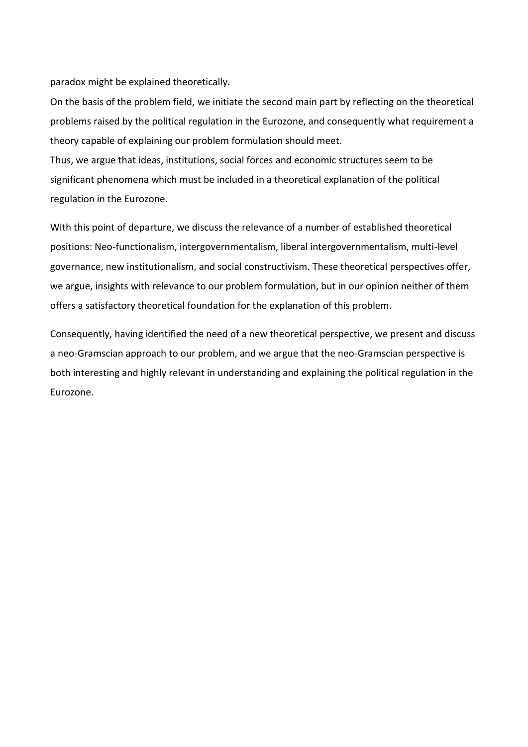paradox might be explained theoretically.

On the basis of the problem field, we initiate the second main part by reflecting on the theoretical problems raised by the political regulation in the Eurozone, and consequently what requirement a theory capable of explaining our problem formulation should meet.

Thus, we argue that ideas, institutions, social forces and economic structures seem to be significant phenomena which must be included in a theoretical explanation of the political regulation in the Eurozone.

With this point of departure, we discuss the relevance of a number of established theoretical positions: Neo-functionalism, intergovernmentalism, liberal intergovernmentalism, multi-level governance, new institutionalism, and social constructivism. These theoretical perspectives offer, we argue, insights with relevance to our problem formulation, but in our opinion neither of them offers a satisfactory theoretical foundation for the explanation of this problem.

Consequently, having identified the need of a new theoretical perspective, we present and discuss a neo-Gramscian approach to our problem, and we argue that the neo-Gramscian perspective is both interesting and highly relevant in understanding and explaining the political regulation in the Eurozone.